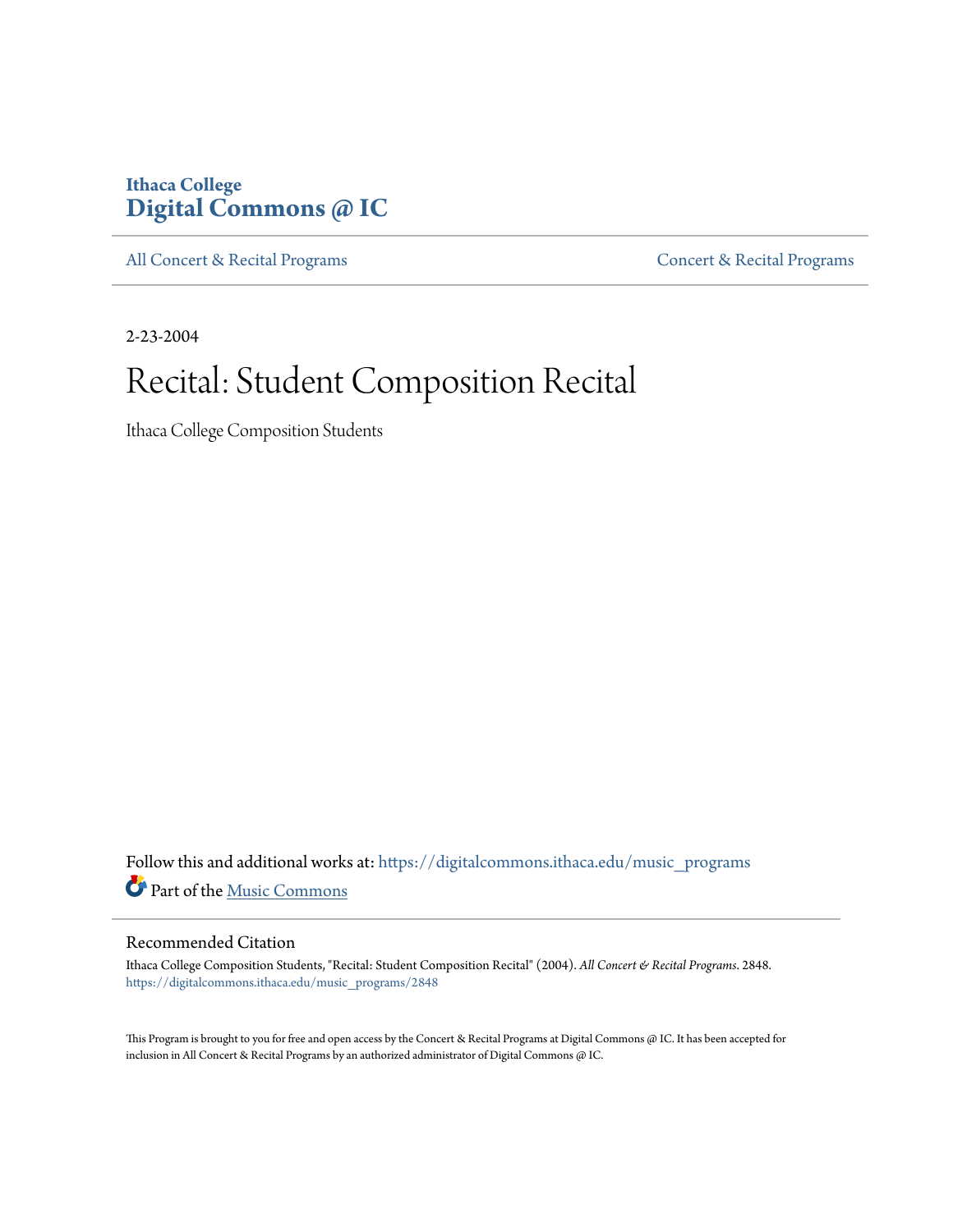Ithaca College
**Digital Commons @ IC**

All Concert & Recital Programs | Concert & Recital Programs

2-23-2004

# Recital: Student Composition Recital

Ithaca College Composition Students

Follow this and additional works at: https://digitalcommons.ithaca.edu/music_programs

Part of the Music Commons

## Recommended Citation

Ithaca College Composition Students, "Recital: Student Composition Recital" (2004). *All Concert & Recital Programs*. 2848.
https://digitalcommons.ithaca.edu/music_programs/2848

This Program is brought to you for free and open access by the Concert & Recital Programs at Digital Commons @ IC. It has been accepted for inclusion in All Concert & Recital Programs by an authorized administrator of Digital Commons @ IC.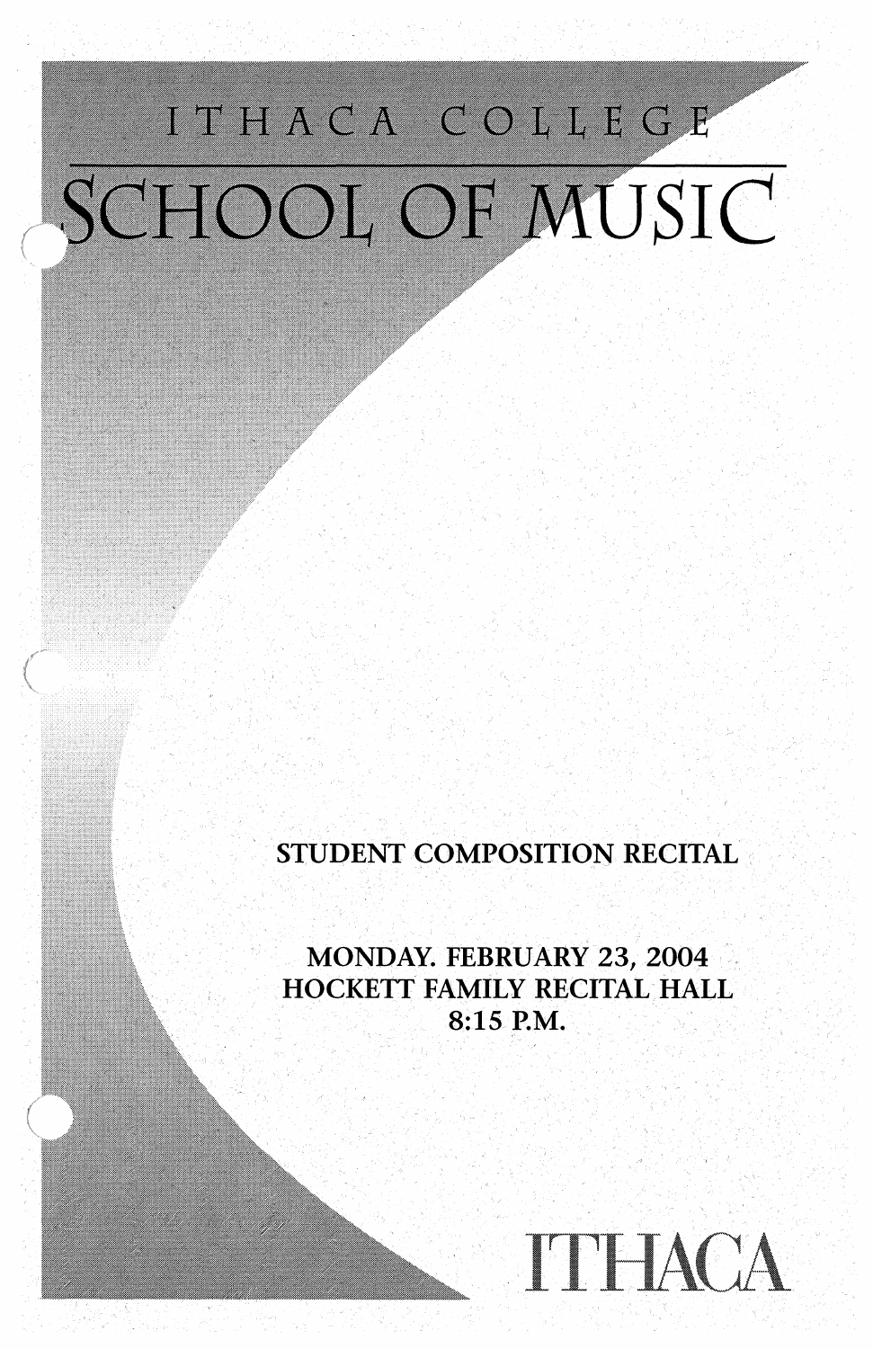ITHACA COLLEGE

# SCHOOL OF MUSIC

STUDENT COMPOSITION RECITAL

MONDAY. FEBRUARY 23, 2004
HOCKETT FAMILY RECITAL HALL
8:15 P.M.

ITHACA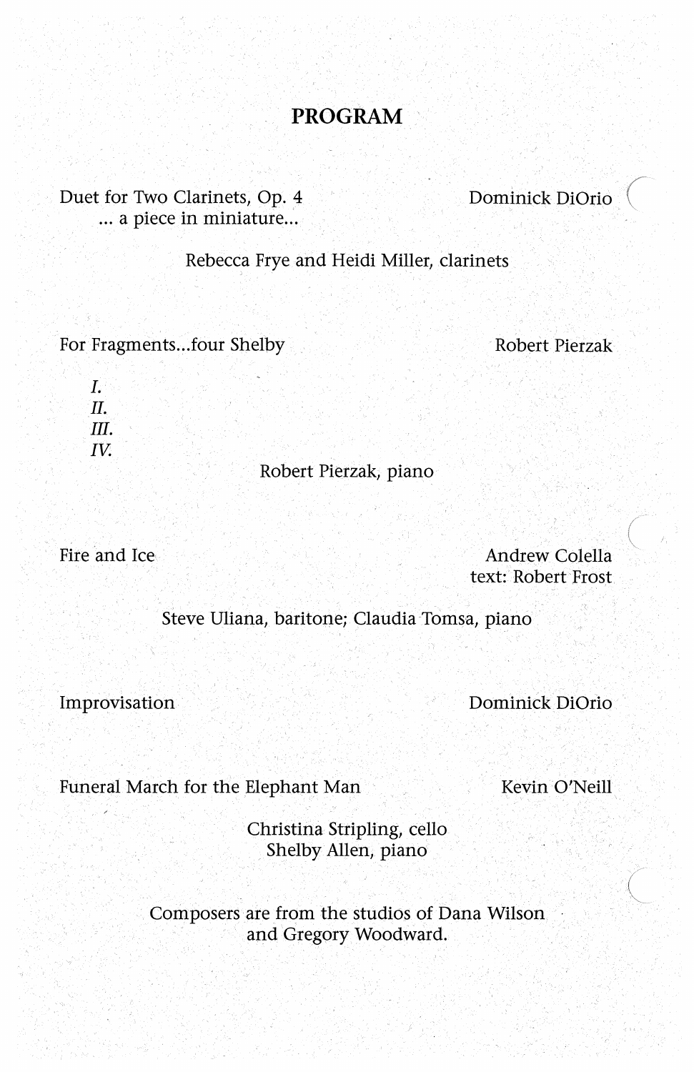# PROGRAM

Duet for Two Clarinets, Op. 4 — Dominick DiOrio
... a piece in miniature...

Rebecca Frye and Heidi Miller, clarinets

For Fragments...four Shelby — Robert Pierzak

*I.*
*II.*
*III.*
*IV.*

Robert Pierzak, piano

Fire and Ice — Andrew Colella
text: Robert Frost

Steve Uliana, baritone; Claudia Tomsa, piano

Improvisation — Dominick DiOrio

Funeral March for the Elephant Man — Kevin O'Neill

Christina Stripling, cello
Shelby Allen, piano

Composers are from the studios of Dana Wilson and Gregory Woodward.